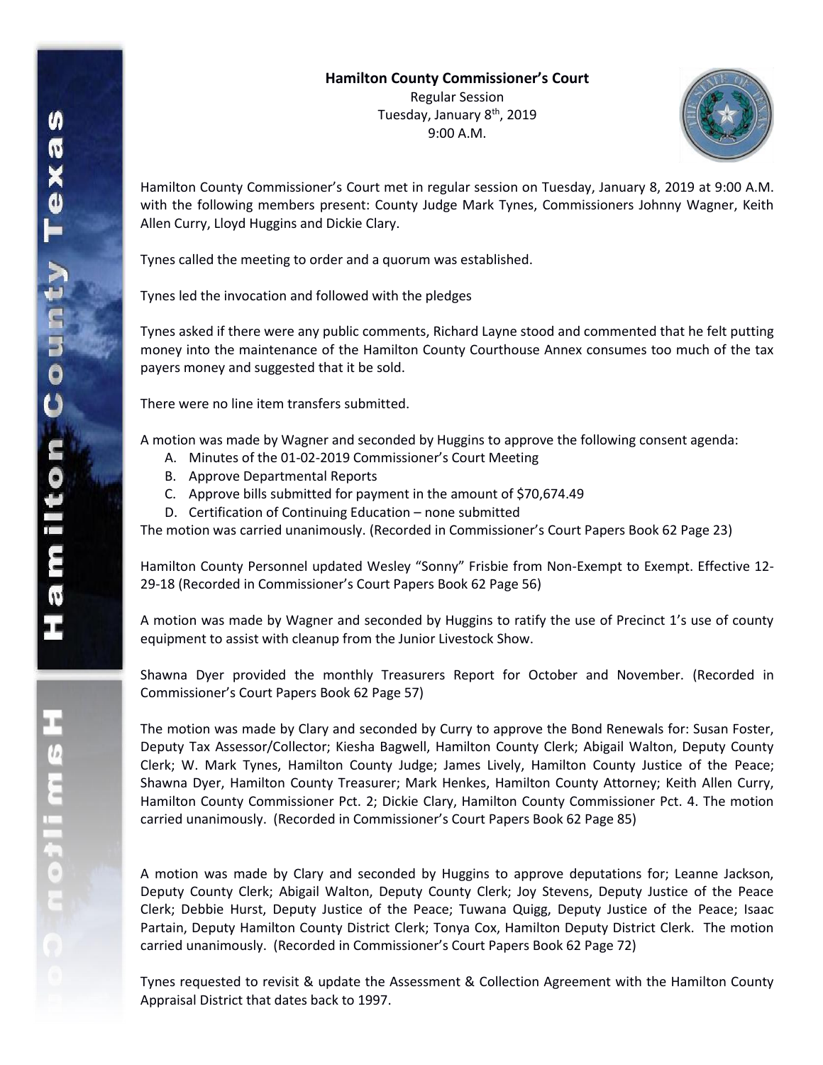**Hamilton County Commissioner's Court**

Regular Session

Tuesday, January 8th, 2019

9:00 A.M.

Hamilton County Commissioner's Court met in regular session on Tuesday, January 8, 2019 at 9:00 A.M. with the following members present: County Judge Mark Tynes, Commissioners Johnny Wagner, Keith Allen Curry, Lloyd Huggins and Dickie Clary.

Tynes called the meeting to order and a quorum was established.

Tynes led the invocation and followed with the pledges

Tynes asked if there were any public comments, Richard Layne stood and commented that he felt putting money into the maintenance of the Hamilton County Courthouse Annex consumes too much of the tax payers money and suggested that it be sold.

There were no line item transfers submitted.

A motion was made by Wagner and seconded by Huggins to approve the following consent agenda:

A. Minutes of the 01-02-2019 Commissioner's Court Meeting
B. Approve Departmental Reports
C. Approve bills submitted for payment in the amount of $70,674.49
D. Certification of Continuing Education – none submitted

The motion was carried unanimously. (Recorded in Commissioner's Court Papers Book 62 Page 23)

Hamilton County Personnel updated Wesley "Sonny" Frisbie from Non-Exempt to Exempt. Effective 12-29-18 (Recorded in Commissioner's Court Papers Book 62 Page 56)

A motion was made by Wagner and seconded by Huggins to ratify the use of Precinct 1's use of county equipment to assist with cleanup from the Junior Livestock Show.

Shawna Dyer provided the monthly Treasurers Report for October and November. (Recorded in Commissioner's Court Papers Book 62 Page 57)

The motion was made by Clary and seconded by Curry to approve the Bond Renewals for: Susan Foster, Deputy Tax Assessor/Collector; Kiesha Bagwell, Hamilton County Clerk; Abigail Walton, Deputy County Clerk; W. Mark Tynes, Hamilton County Judge; James Lively, Hamilton County Justice of the Peace; Shawna Dyer, Hamilton County Treasurer; Mark Henkes, Hamilton County Attorney; Keith Allen Curry, Hamilton County Commissioner Pct. 2; Dickie Clary, Hamilton County Commissioner Pct. 4. The motion carried unanimously. (Recorded in Commissioner's Court Papers Book 62 Page 85)

A motion was made by Clary and seconded by Huggins to approve deputations for; Leanne Jackson, Deputy County Clerk; Abigail Walton, Deputy County Clerk; Joy Stevens, Deputy Justice of the Peace Clerk; Debbie Hurst, Deputy Justice of the Peace; Tuwana Quigg, Deputy Justice of the Peace; Isaac Partain, Deputy Hamilton County District Clerk; Tonya Cox, Hamilton Deputy District Clerk. The motion carried unanimously. (Recorded in Commissioner's Court Papers Book 62 Page 72)

Tynes requested to revisit & update the Assessment & Collection Agreement with the Hamilton County Appraisal District that dates back to 1997.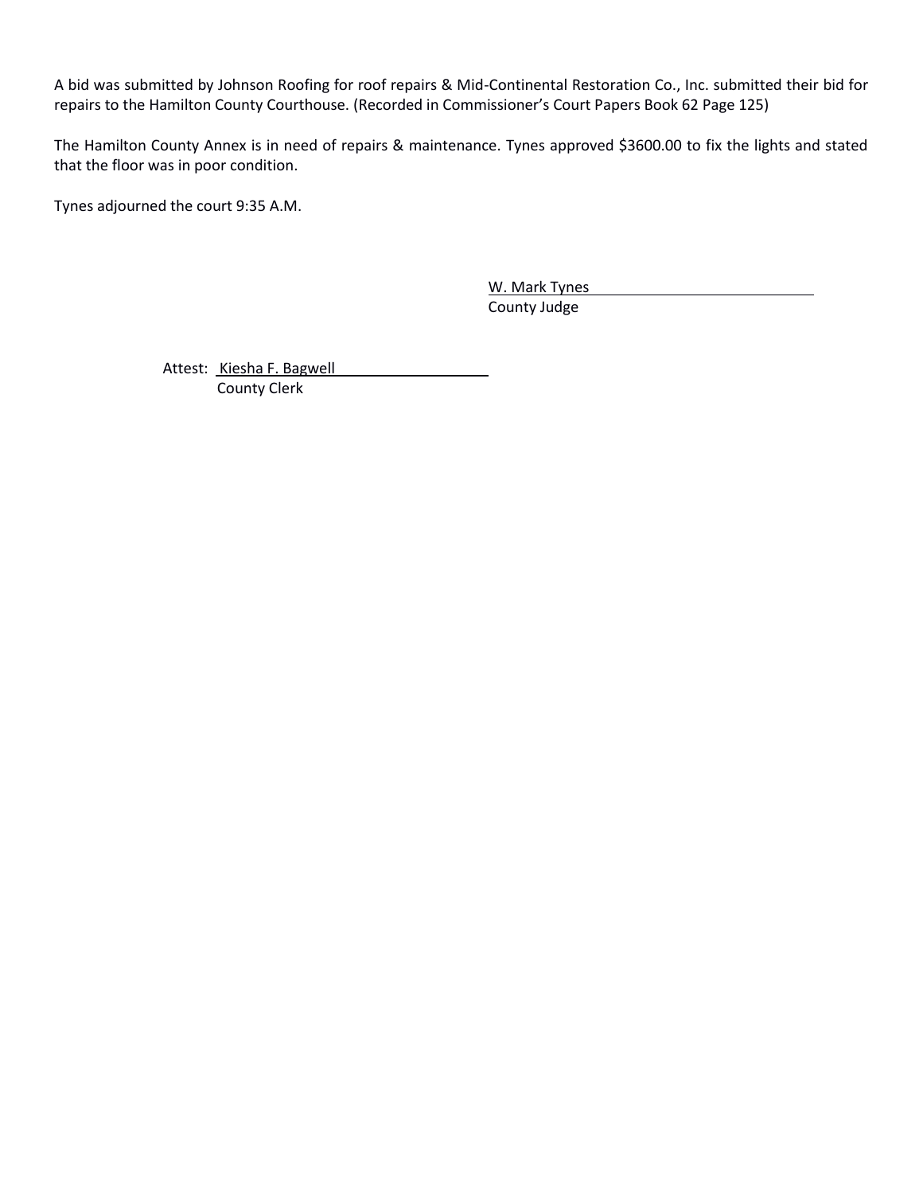A bid was submitted by Johnson Roofing for roof repairs & Mid-Continental Restoration Co., Inc. submitted their bid for repairs to the Hamilton County Courthouse. (Recorded in Commissioner's Court Papers Book 62 Page 125)

The Hamilton County Annex is in need of repairs & maintenance. Tynes approved $3600.00 to fix the lights and stated that the floor was in poor condition.

Tynes adjourned the court 9:35 A.M.

W. Mark Tynes
County Judge

Attest: Kiesha F. Bagwell
County Clerk